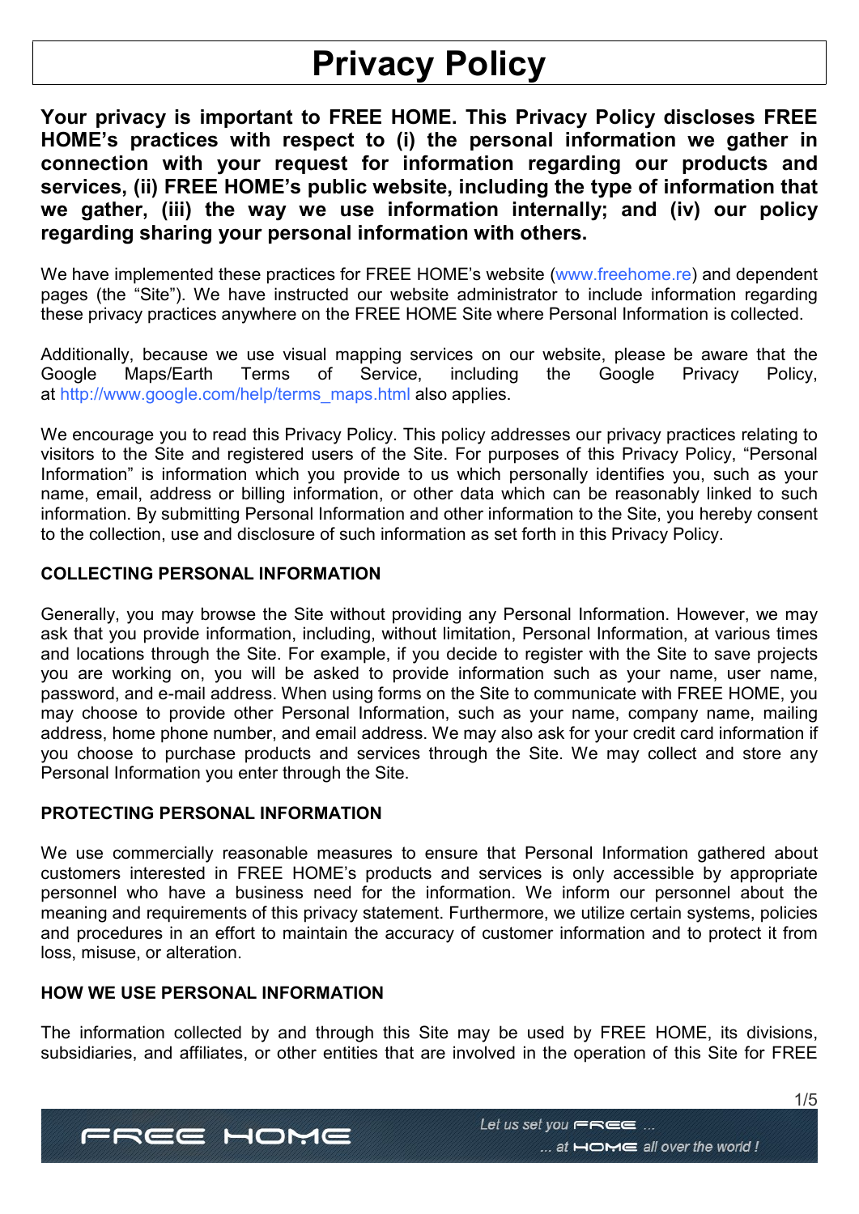# Privacy Policy

**Your privacy is important to FREE HOME. This Privacy Policy discloses FREE HOME's practices with respect to (i) the personal information we gather in connection with your request for information regarding our products and services, (ii) FREE HOME's public website, including the type of information that we gather, (iii) the way we use information internally; and (iv) our policy regarding sharing your personal information with others.**

We have implemented these practices for FREE HOME's website (www.freehome.re) and dependent pages (the "Site"). We have instructed our website administrator to include information regarding these privacy practices anywhere on the FREE HOME Site where Personal Information is collected.

Additionally, because we use visual mapping services on our website, please be aware that the Google Maps/Earth Terms of Service, including the Google Privacy Policy, at http://www.google.com/help/terms_maps.html also applies.

We encourage you to read this Privacy Policy. This policy addresses our privacy practices relating to visitors to the Site and registered users of the Site. For purposes of this Privacy Policy, "Personal Information" is information which you provide to us which personally identifies you, such as your name, email, address or billing information, or other data which can be reasonably linked to such information. By submitting Personal Information and other information to the Site, you hereby consent to the collection, use and disclosure of such information as set forth in this Privacy Policy.

### COLLECTING PERSONAL INFORMATION

Generally, you may browse the Site without providing any Personal Information. However, we may ask that you provide information, including, without limitation, Personal Information, at various times and locations through the Site. For example, if you decide to register with the Site to save projects you are working on, you will be asked to provide information such as your name, user name, password, and e-mail address. When using forms on the Site to communicate with FREE HOME, you may choose to provide other Personal Information, such as your name, company name, mailing address, home phone number, and email address. We may also ask for your credit card information if you choose to purchase products and services through the Site. We may collect and store any Personal Information you enter through the Site.

### PROTECTING PERSONAL INFORMATION

We use commercially reasonable measures to ensure that Personal Information gathered about customers interested in FREE HOME's products and services is only accessible by appropriate personnel who have a business need for the information. We inform our personnel about the meaning and requirements of this privacy statement. Furthermore, we utilize certain systems, policies and procedures in an effort to maintain the accuracy of customer information and to protect it from loss, misuse, or alteration.

### HOW WE USE PERSONAL INFORMATION

The information collected by and through this Site may be used by FREE HOME, its divisions, subsidiaries, and affiliates, or other entities that are involved in the operation of this Site for FREE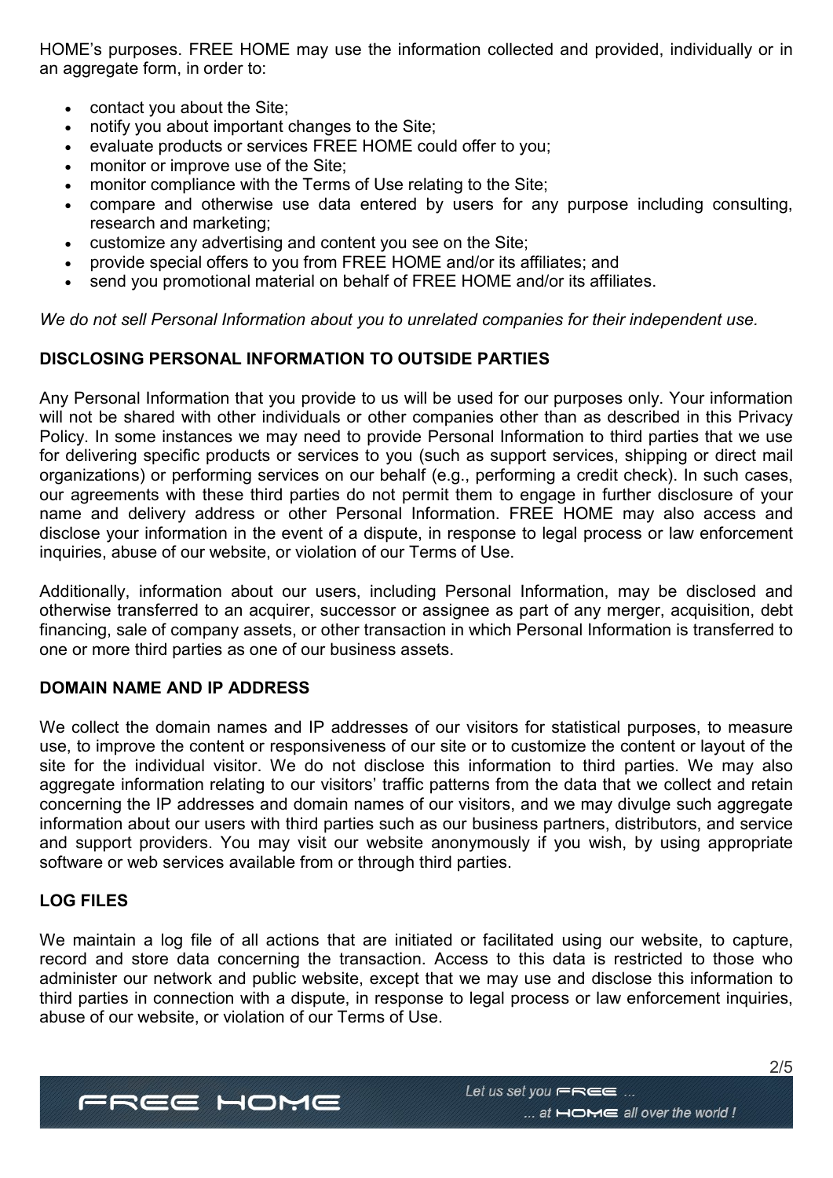HOME's purposes. FREE HOME may use the information collected and provided, individually or in an aggregate form, in order to:

- contact you about the Site;
- notify you about important changes to the Site;
- evaluate products or services FREE HOME could offer to you;
- monitor or improve use of the Site;
- monitor compliance with the Terms of Use relating to the Site;
- compare and otherwise use data entered by users for any purpose including consulting, research and marketing;
- customize any advertising and content you see on the Site;
- provide special offers to you from FREE HOME and/or its affiliates; and
- send you promotional material on behalf of FREE HOME and/or its affiliates.

*We do not sell Personal Information about you to unrelated companies for their independent use.*

**DISCLOSING PERSONAL INFORMATION TO OUTSIDE PARTIES**

Any Personal Information that you provide to us will be used for our purposes only. Your information will not be shared with other individuals or other companies other than as described in this Privacy Policy. In some instances we may need to provide Personal Information to third parties that we use for delivering specific products or services to you (such as support services, shipping or direct mail organizations) or performing services on our behalf (e.g., performing a credit check). In such cases, our agreements with these third parties do not permit them to engage in further disclosure of your name and delivery address or other Personal Information. FREE HOME may also access and disclose your information in the event of a dispute, in response to legal process or law enforcement inquiries, abuse of our website, or violation of our Terms of Use.

Additionally, information about our users, including Personal Information, may be disclosed and otherwise transferred to an acquirer, successor or assignee as part of any merger, acquisition, debt financing, sale of company assets, or other transaction in which Personal Information is transferred to one or more third parties as one of our business assets.

**DOMAIN NAME AND IP ADDRESS**

We collect the domain names and IP addresses of our visitors for statistical purposes, to measure use, to improve the content or responsiveness of our site or to customize the content or layout of the site for the individual visitor. We do not disclose this information to third parties. We may also aggregate information relating to our visitors' traffic patterns from the data that we collect and retain concerning the IP addresses and domain names of our visitors, and we may divulge such aggregate information about our users with third parties such as our business partners, distributors, and service and support providers. You may visit our website anonymously if you wish, by using appropriate software or web services available from or through third parties.

**LOG FILES**

We maintain a log file of all actions that are initiated or facilitated using our website, to capture, record and store data concerning the transaction. Access to this data is restricted to those who administer our network and public website, except that we may use and disclose this information to third parties in connection with a dispute, in response to legal process or law enforcement inquiries, abuse of our website, or violation of our Terms of Use.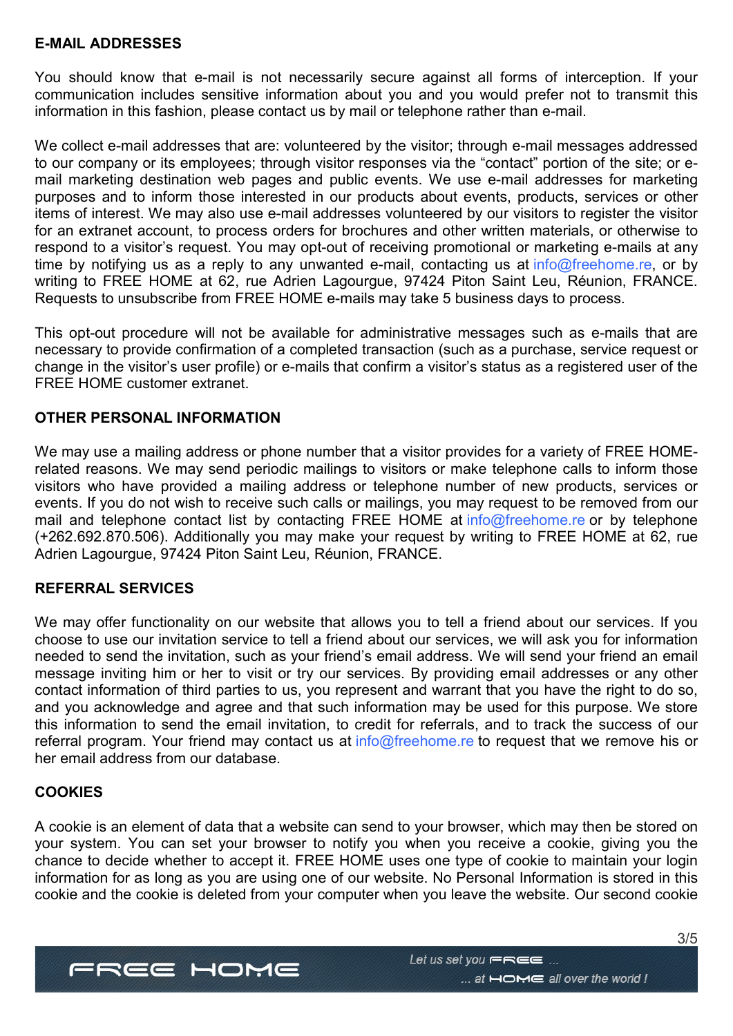## E-MAIL ADDRESSES

You should know that e-mail is not necessarily secure against all forms of interception. If your communication includes sensitive information about you and you would prefer not to transmit this information in this fashion, please contact us by mail or telephone rather than e-mail.

We collect e-mail addresses that are: volunteered by the visitor; through e-mail messages addressed to our company or its employees; through visitor responses via the “contact” portion of the site; or e-mail marketing destination web pages and public events. We use e-mail addresses for marketing purposes and to inform those interested in our products about events, products, services or other items of interest. We may also use e-mail addresses volunteered by our visitors to register the visitor for an extranet account, to process orders for brochures and other written materials, or otherwise to respond to a visitor’s request. You may opt-out of receiving promotional or marketing e-mails at any time by notifying us as a reply to any unwanted e-mail, contacting us at info@freehome.re, or by writing to FREE HOME at 62, rue Adrien Lagourgue, 97424 Piton Saint Leu, Réunion, FRANCE. Requests to unsubscribe from FREE HOME e-mails may take 5 business days to process.

This opt-out procedure will not be available for administrative messages such as e-mails that are necessary to provide confirmation of a completed transaction (such as a purchase, service request or change in the visitor’s user profile) or e-mails that confirm a visitor’s status as a registered user of the FREE HOME customer extranet.

## OTHER PERSONAL INFORMATION

We may use a mailing address or phone number that a visitor provides for a variety of FREE HOME-related reasons. We may send periodic mailings to visitors or make telephone calls to inform those visitors who have provided a mailing address or telephone number of new products, services or events. If you do not wish to receive such calls or mailings, you may request to be removed from our mail and telephone contact list by contacting FREE HOME at info@freehome.re or by telephone (+262.692.870.506). Additionally you may make your request by writing to FREE HOME at 62, rue Adrien Lagourgue, 97424 Piton Saint Leu, Réunion, FRANCE.

## REFERRAL SERVICES

We may offer functionality on our website that allows you to tell a friend about our services. If you choose to use our invitation service to tell a friend about our services, we will ask you for information needed to send the invitation, such as your friend’s email address. We will send your friend an email message inviting him or her to visit or try our services. By providing email addresses or any other contact information of third parties to us, you represent and warrant that you have the right to do so, and you acknowledge and agree and that such information may be used for this purpose. We store this information to send the email invitation, to credit for referrals, and to track the success of our referral program. Your friend may contact us at info@freehome.re to request that we remove his or her email address from our database.

## COOKIES

A cookie is an element of data that a website can send to your browser, which may then be stored on your system. You can set your browser to notify you when you receive a cookie, giving you the chance to decide whether to accept it. FREE HOME uses one type of cookie to maintain your login information for as long as you are using one of our website. No Personal Information is stored in this cookie and the cookie is deleted from your computer when you leave the website. Our second cookie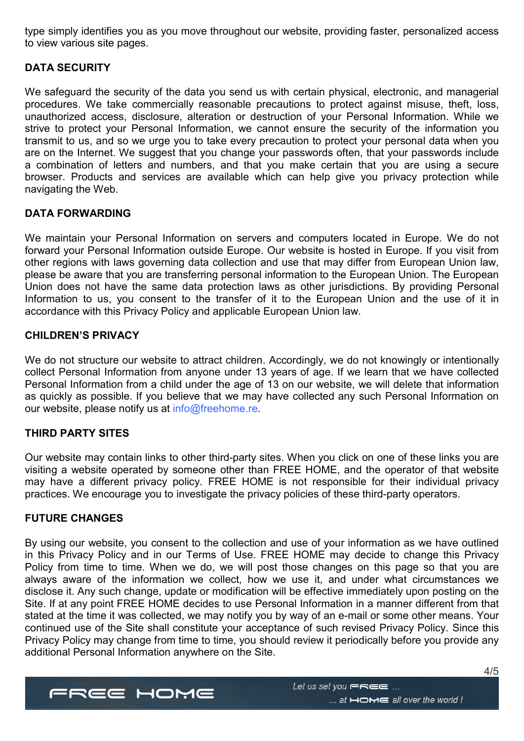type simply identifies you as you move throughout our website, providing faster, personalized access to view various site pages.

## DATA SECURITY

We safeguard the security of the data you send us with certain physical, electronic, and managerial procedures. We take commercially reasonable precautions to protect against misuse, theft, loss, unauthorized access, disclosure, alteration or destruction of your Personal Information. While we strive to protect your Personal Information, we cannot ensure the security of the information you transmit to us, and so we urge you to take every precaution to protect your personal data when you are on the Internet. We suggest that you change your passwords often, that your passwords include a combination of letters and numbers, and that you make certain that you are using a secure browser. Products and services are available which can help give you privacy protection while navigating the Web.

## DATA FORWARDING

We maintain your Personal Information on servers and computers located in Europe. We do not forward your Personal Information outside Europe. Our website is hosted in Europe. If you visit from other regions with laws governing data collection and use that may differ from European Union law, please be aware that you are transferring personal information to the European Union. The European Union does not have the same data protection laws as other jurisdictions. By providing Personal Information to us, you consent to the transfer of it to the European Union and the use of it in accordance with this Privacy Policy and applicable European Union law.

## CHILDREN'S PRIVACY

We do not structure our website to attract children. Accordingly, we do not knowingly or intentionally collect Personal Information from anyone under 13 years of age. If we learn that we have collected Personal Information from a child under the age of 13 on our website, we will delete that information as quickly as possible. If you believe that we may have collected any such Personal Information on our website, please notify us at info@freehome.re.

## THIRD PARTY SITES

Our website may contain links to other third-party sites. When you click on one of these links you are visiting a website operated by someone other than FREE HOME, and the operator of that website may have a different privacy policy. FREE HOME is not responsible for their individual privacy practices. We encourage you to investigate the privacy policies of these third-party operators.

## FUTURE CHANGES

By using our website, you consent to the collection and use of your information as we have outlined in this Privacy Policy and in our Terms of Use. FREE HOME may decide to change this Privacy Policy from time to time. When we do, we will post those changes on this page so that you are always aware of the information we collect, how we use it, and under what circumstances we disclose it. Any such change, update or modification will be effective immediately upon posting on the Site. If at any point FREE HOME decides to use Personal Information in a manner different from that stated at the time it was collected, we may notify you by way of an e-mail or some other means. Your continued use of the Site shall constitute your acceptance of such revised Privacy Policy. Since this Privacy Policy may change from time to time, you should review it periodically before you provide any additional Personal Information anywhere on the Site.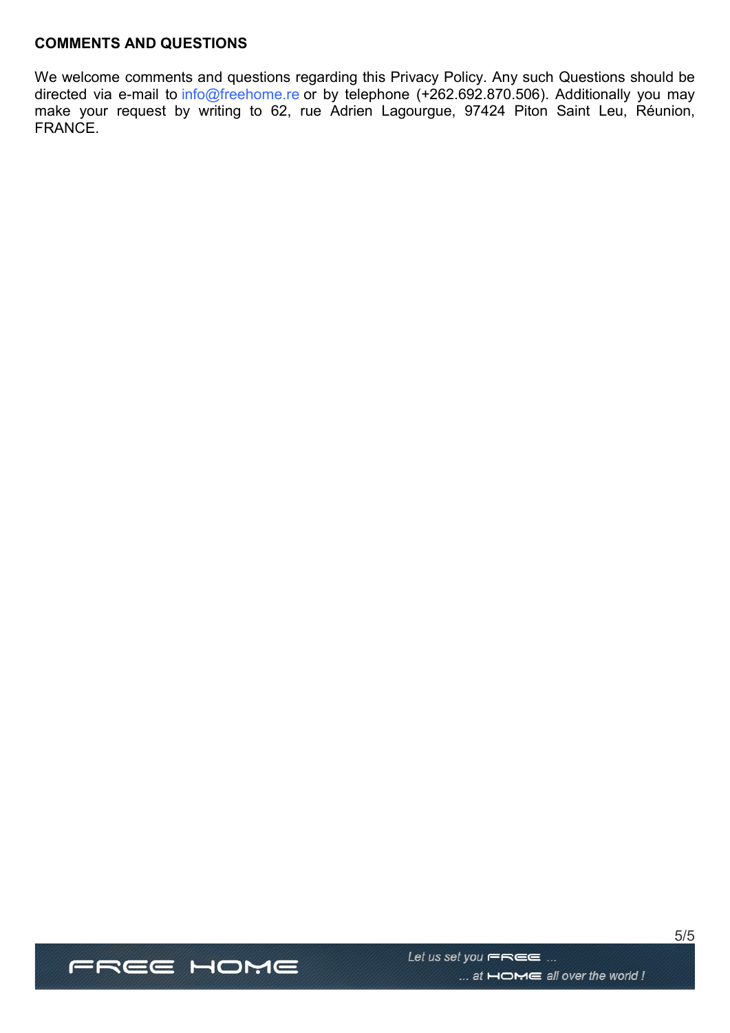**COMMENTS AND QUESTIONS**

We welcome comments and questions regarding this Privacy Policy. Any such Questions should be directed via e-mail to info@freehome.re or by telephone (+262.692.870.506). Additionally you may make your request by writing to 62, rue Adrien Lagourgue, 97424 Piton Saint Leu, Réunion, FRANCE.